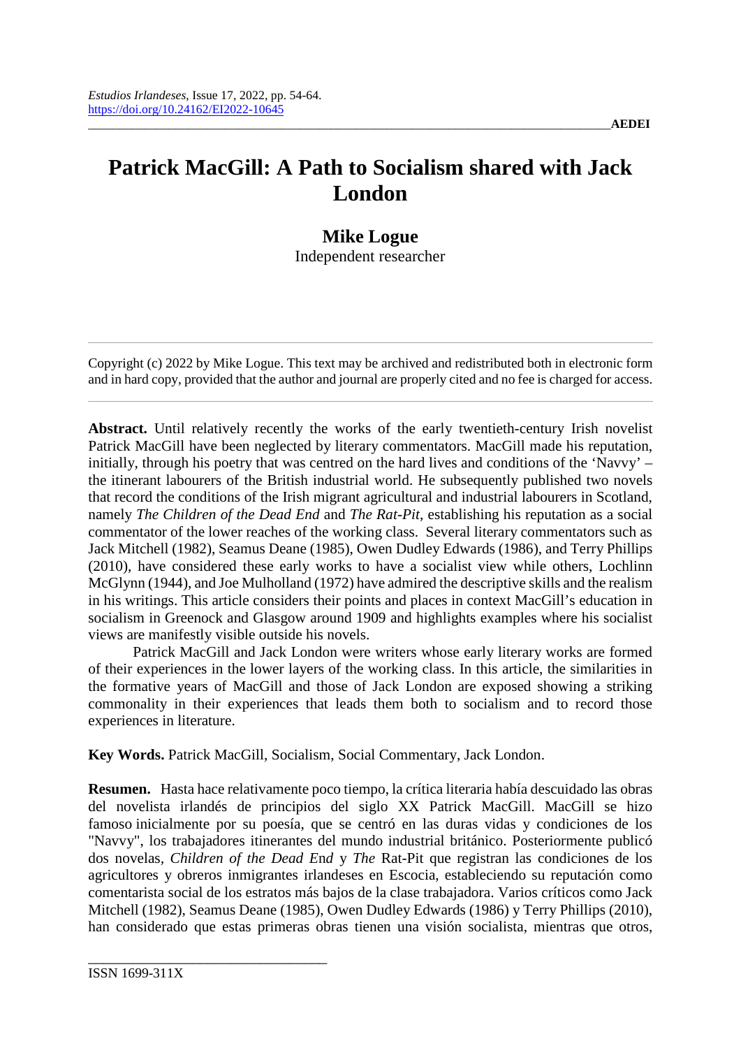# Patrick MacGill: A Path to Socialism shared with Jack London

## Mike Logue

Independent researcher

---

Copyright (c) 2022 by Mike Logue. This text may be archived and redistributed both in electronic form and in hard copy, provided that the author and journal are properly cited and no fee is charged for access.

---

**Abstract.** Until relatively recently the works of the early twentieth-century Irish novelist Patrick MacGill have been neglected by literary commentators. MacGill made his reputation, initially, through his poetry that was centred on the hard lives and conditions of the 'Navvy' – the itinerant labourers of the British industrial world. He subsequently published two novels that record the conditions of the Irish migrant agricultural and industrial labourers in Scotland, namely *The Children of the Dead End* and *The Rat-Pit,* establishing his reputation as a social commentator of the lower reaches of the working class. Several literary commentators such as Jack Mitchell (1982), Seamus Deane (1985), Owen Dudley Edwards (1986), and Terry Phillips (2010), have considered these early works to have a socialist view while others, Lochlinn McGlynn (1944), and Joe Mulholland (1972) have admired the descriptive skills and the realism in his writings. This article considers their points and places in context MacGill's education in socialism in Greenock and Glasgow around 1909 and highlights examples where his socialist views are manifestly visible outside his novels.

Patrick MacGill and Jack London were writers whose early literary works are formed of their experiences in the lower layers of the working class. In this article, the similarities in the formative years of MacGill and those of Jack London are exposed showing a striking commonality in their experiences that leads them both to socialism and to record those experiences in literature.

**Key Words.** Patrick MacGill, Socialism, Social Commentary, Jack London.

**Resumen.** Hasta hace relativamente poco tiempo, la crítica literaria había descuidado las obras del novelista irlandés de principios del siglo XX Patrick MacGill. MacGill se hizo famoso inicialmente por su poesía, que se centró en las duras vidas y condiciones de los "Navvy", los trabajadores itinerantes del mundo industrial británico. Posteriormente publicó dos novelas, *Children of the Dead End* y *The* Rat-Pit que registran las condiciones de los agricultores y obreros inmigrantes irlandeses en Escocia, estableciendo su reputación como comentarista social de los estratos más bajos de la clase trabajadora. Varios críticos como Jack Mitchell (1982), Seamus Deane (1985), Owen Dudley Edwards (1986) y Terry Phillips (2010), han considerado que estas primeras obras tienen una visión socialista, mientras que otros,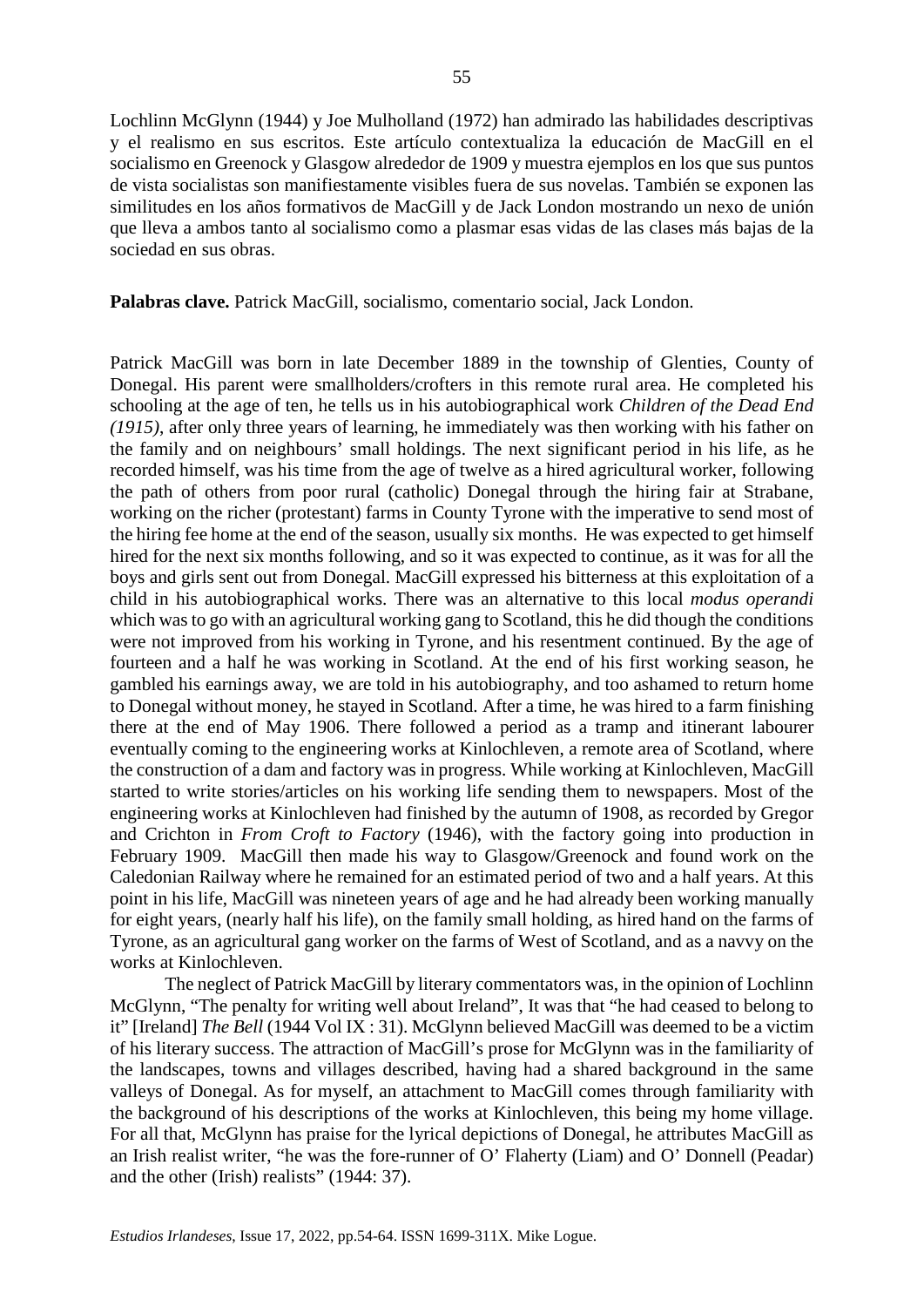Lochlinn McGlynn (1944) y Joe Mulholland (1972) han admirado las habilidades descriptivas y el realismo en sus escritos. Este artículo contextualiza la educación de MacGill en el socialismo en Greenock y Glasgow alrededor de 1909 y muestra ejemplos en los que sus puntos de vista socialistas son manifiestamente visibles fuera de sus novelas. También se exponen las similitudes en los años formativos de MacGill y de Jack London mostrando un nexo de unión que lleva a ambos tanto al socialismo como a plasmar esas vidas de las clases más bajas de la sociedad en sus obras.

**Palabras clave.** Patrick MacGill, socialismo, comentario social, Jack London.

Patrick MacGill was born in late December 1889 in the township of Glenties, County of Donegal. His parent were smallholders/crofters in this remote rural area. He completed his schooling at the age of ten, he tells us in his autobiographical work *Children of the Dead End (1915)*, after only three years of learning, he immediately was then working with his father on the family and on neighbours' small holdings. The next significant period in his life, as he recorded himself, was his time from the age of twelve as a hired agricultural worker, following the path of others from poor rural (catholic) Donegal through the hiring fair at Strabane, working on the richer (protestant) farms in County Tyrone with the imperative to send most of the hiring fee home at the end of the season, usually six months. He was expected to get himself hired for the next six months following, and so it was expected to continue, as it was for all the boys and girls sent out from Donegal. MacGill expressed his bitterness at this exploitation of a child in his autobiographical works. There was an alternative to this local *modus operandi* which was to go with an agricultural working gang to Scotland, this he did though the conditions were not improved from his working in Tyrone, and his resentment continued. By the age of fourteen and a half he was working in Scotland. At the end of his first working season, he gambled his earnings away, we are told in his autobiography, and too ashamed to return home to Donegal without money, he stayed in Scotland. After a time, he was hired to a farm finishing there at the end of May 1906. There followed a period as a tramp and itinerant labourer eventually coming to the engineering works at Kinlochleven, a remote area of Scotland, where the construction of a dam and factory was in progress. While working at Kinlochleven, MacGill started to write stories/articles on his working life sending them to newspapers. Most of the engineering works at Kinlochleven had finished by the autumn of 1908, as recorded by Gregor and Crichton in *From Croft to Factory* (1946), with the factory going into production in February 1909. MacGill then made his way to Glasgow/Greenock and found work on the Caledonian Railway where he remained for an estimated period of two and a half years. At this point in his life, MacGill was nineteen years of age and he had already been working manually for eight years, (nearly half his life), on the family small holding, as hired hand on the farms of Tyrone, as an agricultural gang worker on the farms of West of Scotland, and as a navvy on the works at Kinlochleven.

The neglect of Patrick MacGill by literary commentators was, in the opinion of Lochlinn McGlynn, "The penalty for writing well about Ireland", It was that "he had ceased to belong to it" [Ireland] *The Bell* (1944 Vol IX : 31). McGlynn believed MacGill was deemed to be a victim of his literary success. The attraction of MacGill's prose for McGlynn was in the familiarity of the landscapes, towns and villages described, having had a shared background in the same valleys of Donegal. As for myself, an attachment to MacGill comes through familiarity with the background of his descriptions of the works at Kinlochleven, this being my home village. For all that, McGlynn has praise for the lyrical depictions of Donegal, he attributes MacGill as an Irish realist writer, "he was the fore-runner of O' Flaherty (Liam) and O' Donnell (Peadar) and the other (Irish) realists" (1944: 37).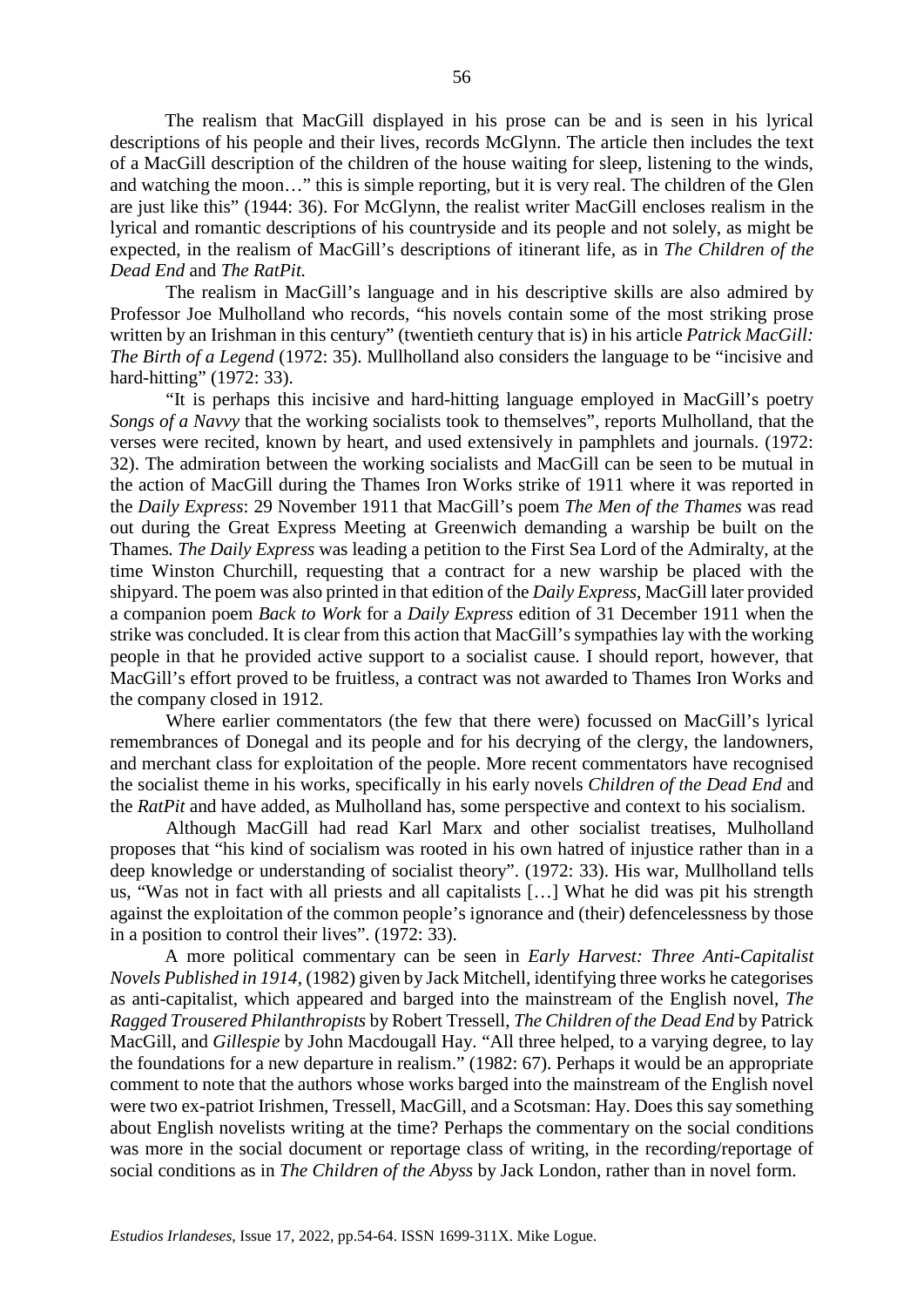The realism that MacGill displayed in his prose can be and is seen in his lyrical descriptions of his people and their lives, records McGlynn. The article then includes the text of a MacGill description of the children of the house waiting for sleep, listening to the winds, and watching the moon…" this is simple reporting, but it is very real. The children of the Glen are just like this" (1944: 36). For McGlynn, the realist writer MacGill encloses realism in the lyrical and romantic descriptions of his countryside and its people and not solely, as might be expected, in the realism of MacGill's descriptions of itinerant life, as in *The Children of the Dead End* and *The RatPit.*

The realism in MacGill's language and in his descriptive skills are also admired by Professor Joe Mulholland who records, "his novels contain some of the most striking prose written by an Irishman in this century" (twentieth century that is) in his article *Patrick MacGill: The Birth of a Legend* (1972: 35). Mullholland also considers the language to be "incisive and hard-hitting" (1972: 33).

"It is perhaps this incisive and hard-hitting language employed in MacGill's poetry *Songs of a Navvy* that the working socialists took to themselves", reports Mulholland, that the verses were recited, known by heart, and used extensively in pamphlets and journals. (1972: 32). The admiration between the working socialists and MacGill can be seen to be mutual in the action of MacGill during the Thames Iron Works strike of 1911 where it was reported in the *Daily Express*: 29 November 1911 that MacGill's poem *The Men of the Thames* was read out during the Great Express Meeting at Greenwich demanding a warship be built on the Thames*. The Daily Express* was leading a petition to the First Sea Lord of the Admiralty, at the time Winston Churchill, requesting that a contract for a new warship be placed with the shipyard. The poem was also printed in that edition of the *Daily Express*, MacGill later provided a companion poem *Back to Work* for a *Daily Express* edition of 31 December 1911 when the strike was concluded. It is clear from this action that MacGill's sympathies lay with the working people in that he provided active support to a socialist cause. I should report, however, that MacGill's effort proved to be fruitless, a contract was not awarded to Thames Iron Works and the company closed in 1912.

Where earlier commentators (the few that there were) focussed on MacGill's lyrical remembrances of Donegal and its people and for his decrying of the clergy, the landowners, and merchant class for exploitation of the people. More recent commentators have recognised the socialist theme in his works, specifically in his early novels *Children of the Dead End* and the *RatPit* and have added, as Mulholland has, some perspective and context to his socialism.

Although MacGill had read Karl Marx and other socialist treatises, Mulholland proposes that "his kind of socialism was rooted in his own hatred of injustice rather than in a deep knowledge or understanding of socialist theory". (1972: 33). His war, Mullholland tells us, "Was not in fact with all priests and all capitalists […] What he did was pit his strength against the exploitation of the common people's ignorance and (their) defencelessness by those in a position to control their lives". (1972: 33).

A more political commentary can be seen in *Early Harvest: Three Anti-Capitalist Novels Published in 1914*, (1982) given by Jack Mitchell, identifying three works he categorises as anti-capitalist, which appeared and barged into the mainstream of the English novel, *The Ragged Trousered Philanthropists* by Robert Tressell, *The Children of the Dead End* by Patrick MacGill, and *Gillespie* by John Macdougall Hay. "All three helped, to a varying degree, to lay the foundations for a new departure in realism." (1982: 67). Perhaps it would be an appropriate comment to note that the authors whose works barged into the mainstream of the English novel were two ex-patriot Irishmen, Tressell, MacGill, and a Scotsman: Hay. Does this say something about English novelists writing at the time? Perhaps the commentary on the social conditions was more in the social document or reportage class of writing, in the recording/reportage of social conditions as in *The Children of the Abyss* by Jack London, rather than in novel form.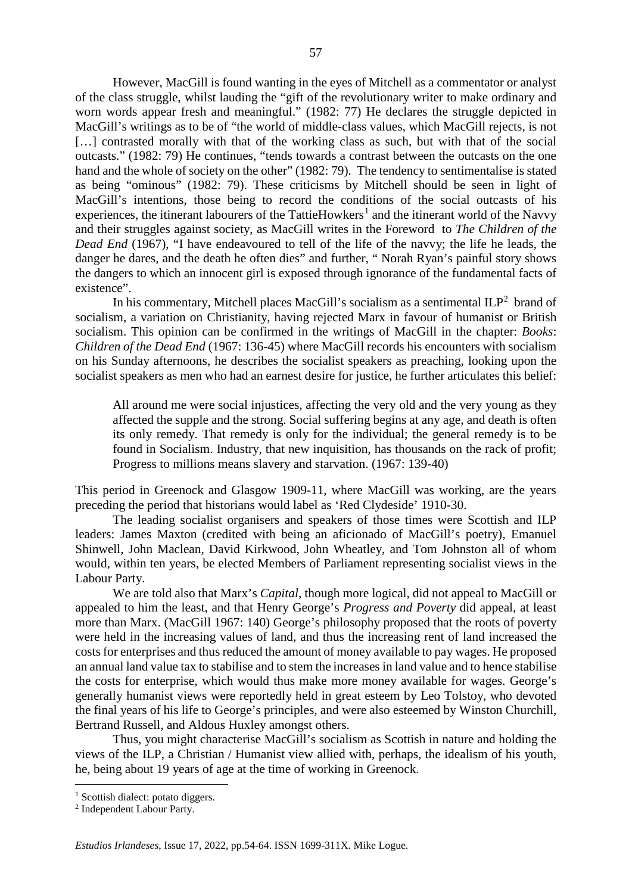However, MacGill is found wanting in the eyes of Mitchell as a commentator or analyst of the class struggle, whilst lauding the "gift of the revolutionary writer to make ordinary and worn words appear fresh and meaningful." (1982: 77) He declares the struggle depicted in MacGill's writings as to be of "the world of middle-class values, which MacGill rejects, is not […] contrasted morally with that of the working class as such, but with that of the social outcasts." (1982: 79) He continues, "tends towards a contrast between the outcasts on the one hand and the whole of society on the other" (1982: 79). The tendency to sentimentalise is stated as being "ominous" (1982: 79). These criticisms by Mitchell should be seen in light of MacGill's intentions, those being to record the conditions of the social outcasts of his experiences, the itinerant labourers of the TattieHowkers[1] and the itinerant world of the Navvy and their struggles against society, as MacGill writes in the Foreword to *The Children of the Dead End* (1967), "I have endeavoured to tell of the life of the navvy; the life he leads, the danger he dares, and the death he often dies" and further, " Norah Ryan's painful story shows the dangers to which an innocent girl is exposed through ignorance of the fundamental facts of existence".

In his commentary, Mitchell places MacGill's socialism as a sentimental ILP[2] brand of socialism, a variation on Christianity, having rejected Marx in favour of humanist or British socialism. This opinion can be confirmed in the writings of MacGill in the chapter: *Books*: *Children of the Dead End* (1967: 136-45) where MacGill records his encounters with socialism on his Sunday afternoons, he describes the socialist speakers as preaching, looking upon the socialist speakers as men who had an earnest desire for justice, he further articulates this belief:

> All around me were social injustices, affecting the very old and the very young as they affected the supple and the strong. Social suffering begins at any age, and death is often its only remedy. That remedy is only for the individual; the general remedy is to be found in Socialism. Industry, that new inquisition, has thousands on the rack of profit; Progress to millions means slavery and starvation. (1967: 139-40)

This period in Greenock and Glasgow 1909-11, where MacGill was working, are the years preceding the period that historians would label as 'Red Clydeside' 1910-30.

The leading socialist organisers and speakers of those times were Scottish and ILP leaders: James Maxton (credited with being an aficionado of MacGill's poetry), Emanuel Shinwell, John Maclean, David Kirkwood, John Wheatley, and Tom Johnston all of whom would, within ten years, be elected Members of Parliament representing socialist views in the Labour Party.

We are told also that Marx's *Capital*, though more logical, did not appeal to MacGill or appealed to him the least, and that Henry George's *Progress and Poverty* did appeal, at least more than Marx. (MacGill 1967: 140) George's philosophy proposed that the roots of poverty were held in the increasing values of land, and thus the increasing rent of land increased the costs for enterprises and thus reduced the amount of money available to pay wages. He proposed an annual land value tax to stabilise and to stem the increases in land value and to hence stabilise the costs for enterprise, which would thus make more money available for wages. George's generally humanist views were reportedly held in great esteem by Leo Tolstoy, who devoted the final years of his life to George's principles, and were also esteemed by Winston Churchill, Bertrand Russell, and Aldous Huxley amongst others.

Thus, you might characterise MacGill's socialism as Scottish in nature and holding the views of the ILP, a Christian / Humanist view allied with, perhaps, the idealism of his youth, he, being about 19 years of age at the time of working in Greenock.

---

[1] Scottish dialect: potato diggers.

[2] Independent Labour Party.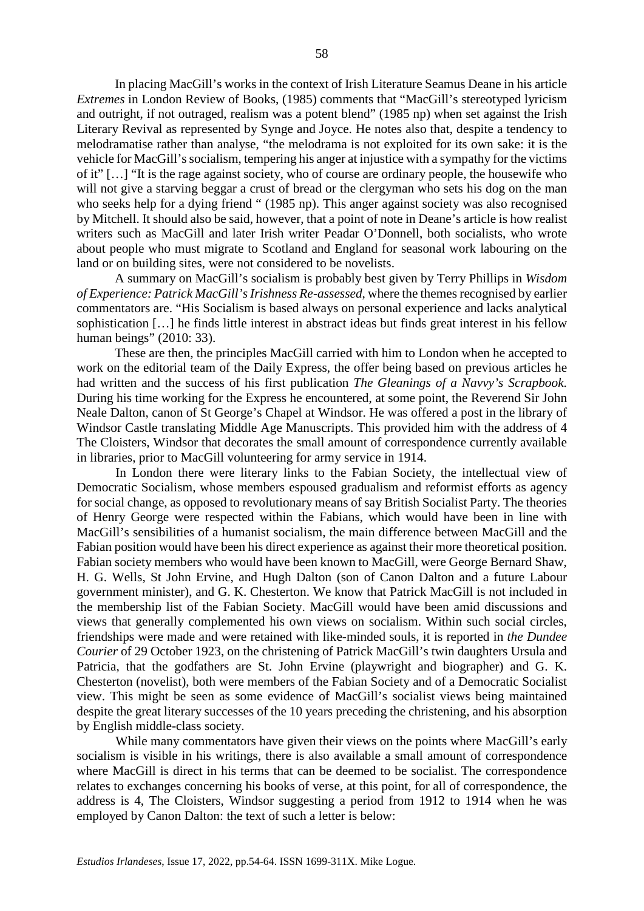In placing MacGill's works in the context of Irish Literature Seamus Deane in his article *Extremes* in London Review of Books, (1985) comments that "MacGill's stereotyped lyricism and outright, if not outraged, realism was a potent blend" (1985 np) when set against the Irish Literary Revival as represented by Synge and Joyce. He notes also that, despite a tendency to melodramatise rather than analyse, "the melodrama is not exploited for its own sake: it is the vehicle for MacGill's socialism, tempering his anger at injustice with a sympathy for the victims of it" […] "It is the rage against society, who of course are ordinary people, the housewife who will not give a starving beggar a crust of bread or the clergyman who sets his dog on the man who seeks help for a dying friend " (1985 np). This anger against society was also recognised by Mitchell. It should also be said, however, that a point of note in Deane's article is how realist writers such as MacGill and later Irish writer Peadar O'Donnell, both socialists, who wrote about people who must migrate to Scotland and England for seasonal work labouring on the land or on building sites, were not considered to be novelists.

A summary on MacGill's socialism is probably best given by Terry Phillips in *Wisdom of Experience: Patrick MacGill's Irishness Re-assessed*, where the themes recognised by earlier commentators are. "His Socialism is based always on personal experience and lacks analytical sophistication […] he finds little interest in abstract ideas but finds great interest in his fellow human beings" (2010: 33).

These are then, the principles MacGill carried with him to London when he accepted to work on the editorial team of the Daily Express, the offer being based on previous articles he had written and the success of his first publication *The Gleanings of a Navvy's Scrapbook.* During his time working for the Express he encountered, at some point, the Reverend Sir John Neale Dalton, canon of St George's Chapel at Windsor. He was offered a post in the library of Windsor Castle translating Middle Age Manuscripts. This provided him with the address of 4 The Cloisters, Windsor that decorates the small amount of correspondence currently available in libraries, prior to MacGill volunteering for army service in 1914.

In London there were literary links to the Fabian Society, the intellectual view of Democratic Socialism, whose members espoused gradualism and reformist efforts as agency for social change, as opposed to revolutionary means of say British Socialist Party. The theories of Henry George were respected within the Fabians, which would have been in line with MacGill's sensibilities of a humanist socialism, the main difference between MacGill and the Fabian position would have been his direct experience as against their more theoretical position. Fabian society members who would have been known to MacGill, were George Bernard Shaw, H. G. Wells, St John Ervine, and Hugh Dalton (son of Canon Dalton and a future Labour government minister), and G. K. Chesterton. We know that Patrick MacGill is not included in the membership list of the Fabian Society. MacGill would have been amid discussions and views that generally complemented his own views on socialism. Within such social circles, friendships were made and were retained with like-minded souls, it is reported in *the Dundee Courier* of 29 October 1923, on the christening of Patrick MacGill's twin daughters Ursula and Patricia, that the godfathers are St. John Ervine (playwright and biographer) and G. K. Chesterton (novelist), both were members of the Fabian Society and of a Democratic Socialist view. This might be seen as some evidence of MacGill's socialist views being maintained despite the great literary successes of the 10 years preceding the christening, and his absorption by English middle-class society.

While many commentators have given their views on the points where MacGill's early socialism is visible in his writings, there is also available a small amount of correspondence where MacGill is direct in his terms that can be deemed to be socialist. The correspondence relates to exchanges concerning his books of verse, at this point, for all of correspondence, the address is 4, The Cloisters, Windsor suggesting a period from 1912 to 1914 when he was employed by Canon Dalton: the text of such a letter is below: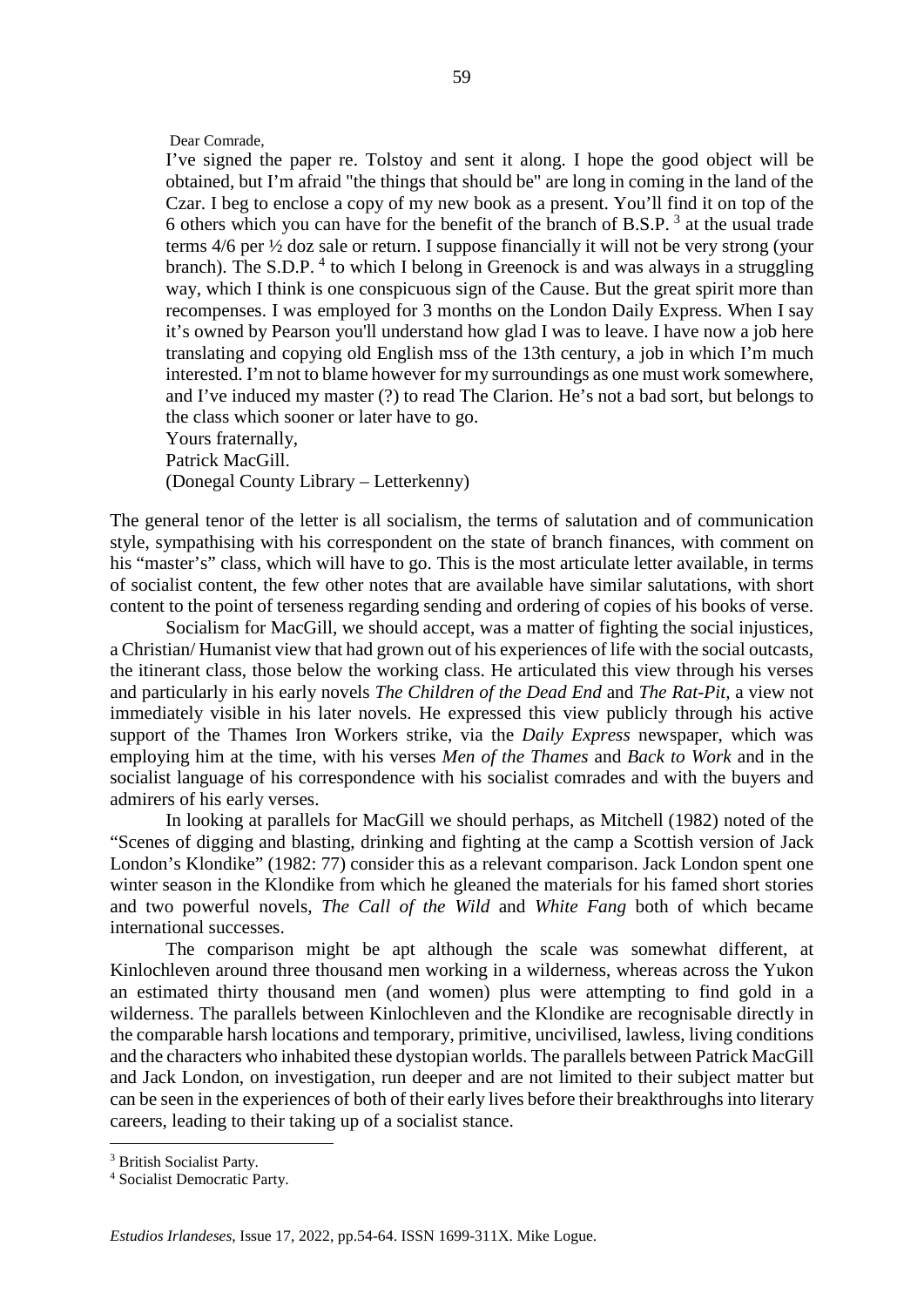Dear Comrade,

> I've signed the paper re. Tolstoy and sent it along. I hope the good object will be obtained, but I'm afraid "the things that should be" are long in coming in the land of the Czar. I beg to enclose a copy of my new book as a present. You'll find it on top of the 6 others which you can have for the benefit of the branch of B.S.P. [3] at the usual trade terms 4/6 per ½ doz sale or return. I suppose financially it will not be very strong (your branch). The S.D.P. [4] to which I belong in Greenock is and was always in a struggling way, which I think is one conspicuous sign of the Cause. But the great spirit more than recompenses. I was employed for 3 months on the London Daily Express. When I say it's owned by Pearson you'll understand how glad I was to leave. I have now a job here translating and copying old English mss of the 13th century, a job in which I'm much interested. I'm not to blame however for my surroundings as one must work somewhere, and I've induced my master (?) to read The Clarion. He's not a bad sort, but belongs to the class which sooner or later have to go.
>
> Yours fraternally,
> Patrick MacGill.
> (Donegal County Library – Letterkenny)

The general tenor of the letter is all socialism, the terms of salutation and of communication style, sympathising with his correspondent on the state of branch finances, with comment on his "master's" class, which will have to go. This is the most articulate letter available, in terms of socialist content, the few other notes that are available have similar salutations, with short content to the point of terseness regarding sending and ordering of copies of his books of verse.

Socialism for MacGill, we should accept, was a matter of fighting the social injustices, a Christian/ Humanist view that had grown out of his experiences of life with the social outcasts, the itinerant class, those below the working class. He articulated this view through his verses and particularly in his early novels *The Children of the Dead End* and *The Rat-Pit*, a view not immediately visible in his later novels. He expressed this view publicly through his active support of the Thames Iron Workers strike, via the *Daily Express* newspaper, which was employing him at the time, with his verses *Men of the Thames* and *Back to Work* and in the socialist language of his correspondence with his socialist comrades and with the buyers and admirers of his early verses.

In looking at parallels for MacGill we should perhaps, as Mitchell (1982) noted of the "Scenes of digging and blasting, drinking and fighting at the camp a Scottish version of Jack London's Klondike" (1982: 77) consider this as a relevant comparison. Jack London spent one winter season in the Klondike from which he gleaned the materials for his famed short stories and two powerful novels, *The Call of the Wild* and *White Fang* both of which became international successes.

The comparison might be apt although the scale was somewhat different, at Kinlochleven around three thousand men working in a wilderness, whereas across the Yukon an estimated thirty thousand men (and women) plus were attempting to find gold in a wilderness. The parallels between Kinlochleven and the Klondike are recognisable directly in the comparable harsh locations and temporary, primitive, uncivilised, lawless, living conditions and the characters who inhabited these dystopian worlds. The parallels between Patrick MacGill and Jack London, on investigation, run deeper and are not limited to their subject matter but can be seen in the experiences of both of their early lives before their breakthroughs into literary careers, leading to their taking up of a socialist stance.

---

[3] British Socialist Party.

[4] Socialist Democratic Party.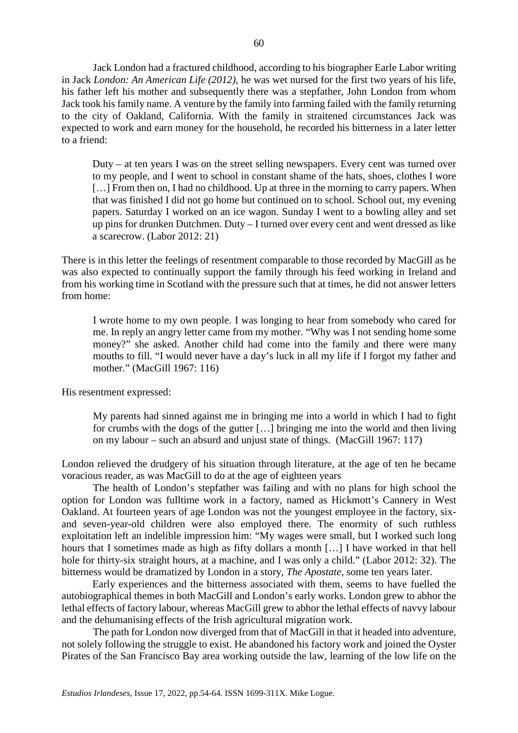Jack London had a fractured childhood, according to his biographer Earle Labor writing in Jack *London: An American Life (2012),* he was wet nursed for the first two years of his life, his father left his mother and subsequently there was a stepfather, John London from whom Jack took his family name. A venture by the family into farming failed with the family returning to the city of Oakland, California. With the family in straitened circumstances Jack was expected to work and earn money for the household, he recorded his bitterness in a later letter to a friend:

> Duty – at ten years I was on the street selling newspapers. Every cent was turned over to my people, and I went to school in constant shame of the hats, shoes, clothes I wore […] From then on, I had no childhood. Up at three in the morning to carry papers. When that was finished I did not go home but continued on to school. School out, my evening papers. Saturday I worked on an ice wagon. Sunday I went to a bowling alley and set up pins for drunken Dutchmen. Duty – I turned over every cent and went dressed as like a scarecrow. (Labor 2012: 21)

There is in this letter the feelings of resentment comparable to those recorded by MacGill as he was also expected to continually support the family through his feed working in Ireland and from his working time in Scotland with the pressure such that at times, he did not answer letters from home:

> I wrote home to my own people. I was longing to hear from somebody who cared for me. In reply an angry letter came from my mother. "Why was I not sending home some money?" she asked. Another child had come into the family and there were many mouths to fill. "I would never have a day's luck in all my life if I forgot my father and mother." (MacGill 1967: 116)

His resentment expressed:

> My parents had sinned against me in bringing me into a world in which I had to fight for crumbs with the dogs of the gutter […] bringing me into the world and then living on my labour – such an absurd and unjust state of things. (MacGill 1967: 117)

London relieved the drudgery of his situation through literature, at the age of ten he became voracious reader, as was MacGill to do at the age of eighteen years

The health of London's stepfather was failing and with no plans for high school the option for London was fulltime work in a factory, named as Hickmott's Cannery in West Oakland. At fourteen years of age London was not the youngest employee in the factory, six-and seven-year-old children were also employed there. The enormity of such ruthless exploitation left an indelible impression him: "My wages were small, but I worked such long hours that I sometimes made as high as fifty dollars a month […] I have worked in that hell hole for thirty-six straight hours, at a machine, and I was only a child." (Labor 2012: 32). The bitterness would be dramatized by London in a story, *The Apostate*, some ten years later.

Early experiences and the bitterness associated with them, seems to have fuelled the autobiographical themes in both MacGill and London's early works. London grew to abhor the lethal effects of factory labour, whereas MacGill grew to abhor the lethal effects of navvy labour and the dehumanising effects of the Irish agricultural migration work.

The path for London now diverged from that of MacGill in that it headed into adventure, not solely following the struggle to exist. He abandoned his factory work and joined the Oyster Pirates of the San Francisco Bay area working outside the law, learning of the low life on the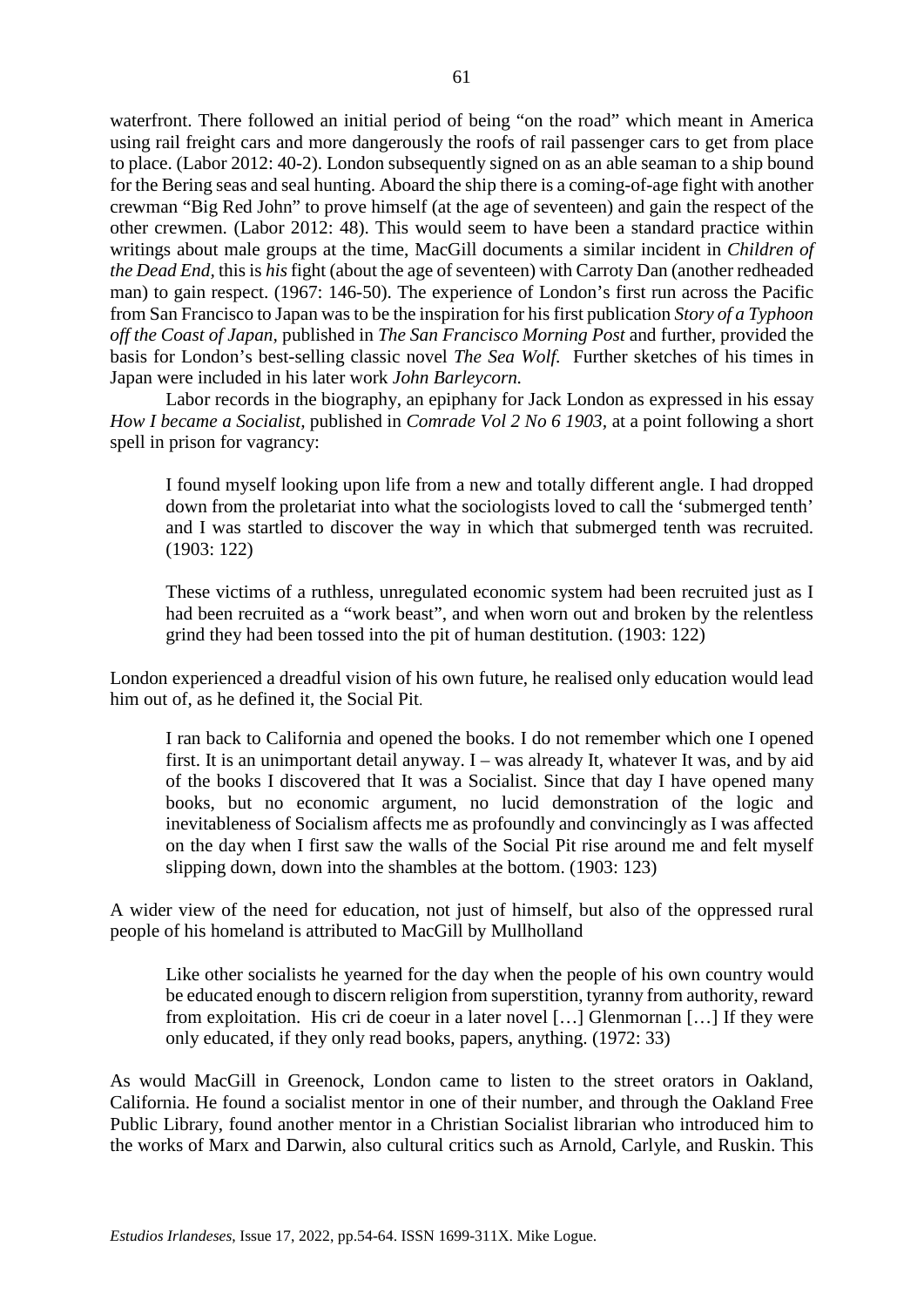waterfront. There followed an initial period of being "on the road" which meant in America using rail freight cars and more dangerously the roofs of rail passenger cars to get from place to place. (Labor 2012: 40-2). London subsequently signed on as an able seaman to a ship bound for the Bering seas and seal hunting. Aboard the ship there is a coming-of-age fight with another crewman "Big Red John" to prove himself (at the age of seventeen) and gain the respect of the other crewmen. (Labor 2012: 48). This would seem to have been a standard practice within writings about male groups at the time, MacGill documents a similar incident in *Children of the Dead End*, this is *his* fight (about the age of seventeen) with Carroty Dan (another redheaded man) to gain respect. (1967: 146-50). The experience of London's first run across the Pacific from San Francisco to Japan was to be the inspiration for his first publication *Story of a Typhoon off the Coast of Japan*, published in *The San Francisco Morning Post* and further, provided the basis for London's best-selling classic novel *The Sea Wolf.* Further sketches of his times in Japan were included in his later work *John Barleycorn.*

Labor records in the biography, an epiphany for Jack London as expressed in his essay *How I became a Socialist*, published in *Comrade Vol 2 No 6 1903,* at a point following a short spell in prison for vagrancy:

> I found myself looking upon life from a new and totally different angle. I had dropped down from the proletariat into what the sociologists loved to call the 'submerged tenth' and I was startled to discover the way in which that submerged tenth was recruited. (1903: 122)

> These victims of a ruthless, unregulated economic system had been recruited just as I had been recruited as a "work beast", and when worn out and broken by the relentless grind they had been tossed into the pit of human destitution. (1903: 122)

London experienced a dreadful vision of his own future, he realised only education would lead him out of, as he defined it, the Social Pit.

> I ran back to California and opened the books. I do not remember which one I opened first. It is an unimportant detail anyway. I – was already It, whatever It was, and by aid of the books I discovered that It was a Socialist. Since that day I have opened many books, but no economic argument, no lucid demonstration of the logic and inevitableness of Socialism affects me as profoundly and convincingly as I was affected on the day when I first saw the walls of the Social Pit rise around me and felt myself slipping down, down into the shambles at the bottom. (1903: 123)

A wider view of the need for education, not just of himself, but also of the oppressed rural people of his homeland is attributed to MacGill by Mullholland

> Like other socialists he yearned for the day when the people of his own country would be educated enough to discern religion from superstition, tyranny from authority, reward from exploitation. His cri de coeur in a later novel […] Glenmornan […] If they were only educated, if they only read books, papers, anything. (1972: 33)

As would MacGill in Greenock, London came to listen to the street orators in Oakland, California. He found a socialist mentor in one of their number, and through the Oakland Free Public Library, found another mentor in a Christian Socialist librarian who introduced him to the works of Marx and Darwin, also cultural critics such as Arnold, Carlyle, and Ruskin. This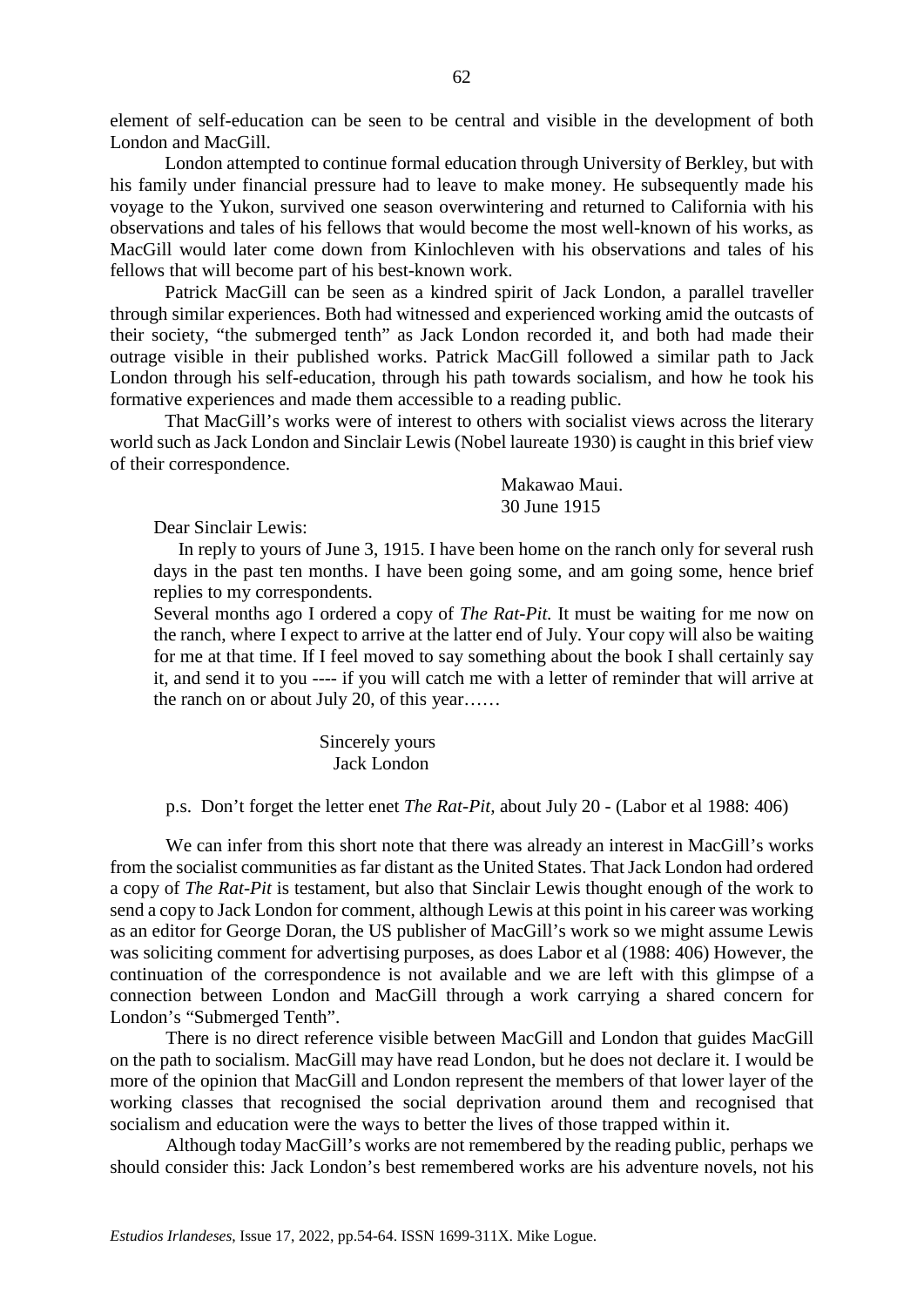element of self-education can be seen to be central and visible in the development of both London and MacGill.

London attempted to continue formal education through University of Berkley, but with his family under financial pressure had to leave to make money. He subsequently made his voyage to the Yukon, survived one season overwintering and returned to California with his observations and tales of his fellows that would become the most well-known of his works, as MacGill would later come down from Kinlochleven with his observations and tales of his fellows that will become part of his best-known work.

Patrick MacGill can be seen as a kindred spirit of Jack London, a parallel traveller through similar experiences. Both had witnessed and experienced working amid the outcasts of their society, "the submerged tenth" as Jack London recorded it, and both had made their outrage visible in their published works. Patrick MacGill followed a similar path to Jack London through his self-education, through his path towards socialism, and how he took his formative experiences and made them accessible to a reading public.

That MacGill's works were of interest to others with socialist views across the literary world such as Jack London and Sinclair Lewis (Nobel laureate 1930) is caught in this brief view of their correspondence.

> Makawao Maui.
> 30 June 1915
>
> Dear Sinclair Lewis:
>
> In reply to yours of June 3, 1915. I have been home on the ranch only for several rush days in the past ten months. I have been going some, and am going some, hence brief replies to my correspondents.
>
> Several months ago I ordered a copy of *The Rat-Pit.* It must be waiting for me now on the ranch, where I expect to arrive at the latter end of July. Your copy will also be waiting for me at that time. If I feel moved to say something about the book I shall certainly say it, and send it to you ---- if you will catch me with a letter of reminder that will arrive at the ranch on or about July 20, of this year……
>
> Sincerely yours
> Jack London
>
> p.s. Don't forget the letter enet *The Rat-Pit*, about July 20 - (Labor et al 1988: 406)

We can infer from this short note that there was already an interest in MacGill's works from the socialist communities as far distant as the United States. That Jack London had ordered a copy of *The Rat-Pit* is testament, but also that Sinclair Lewis thought enough of the work to send a copy to Jack London for comment, although Lewis at this point in his career was working as an editor for George Doran, the US publisher of MacGill's work so we might assume Lewis was soliciting comment for advertising purposes, as does Labor et al (1988: 406) However, the continuation of the correspondence is not available and we are left with this glimpse of a connection between London and MacGill through a work carrying a shared concern for London's "Submerged Tenth".

There is no direct reference visible between MacGill and London that guides MacGill on the path to socialism. MacGill may have read London, but he does not declare it. I would be more of the opinion that MacGill and London represent the members of that lower layer of the working classes that recognised the social deprivation around them and recognised that socialism and education were the ways to better the lives of those trapped within it.

Although today MacGill's works are not remembered by the reading public, perhaps we should consider this: Jack London's best remembered works are his adventure novels, not his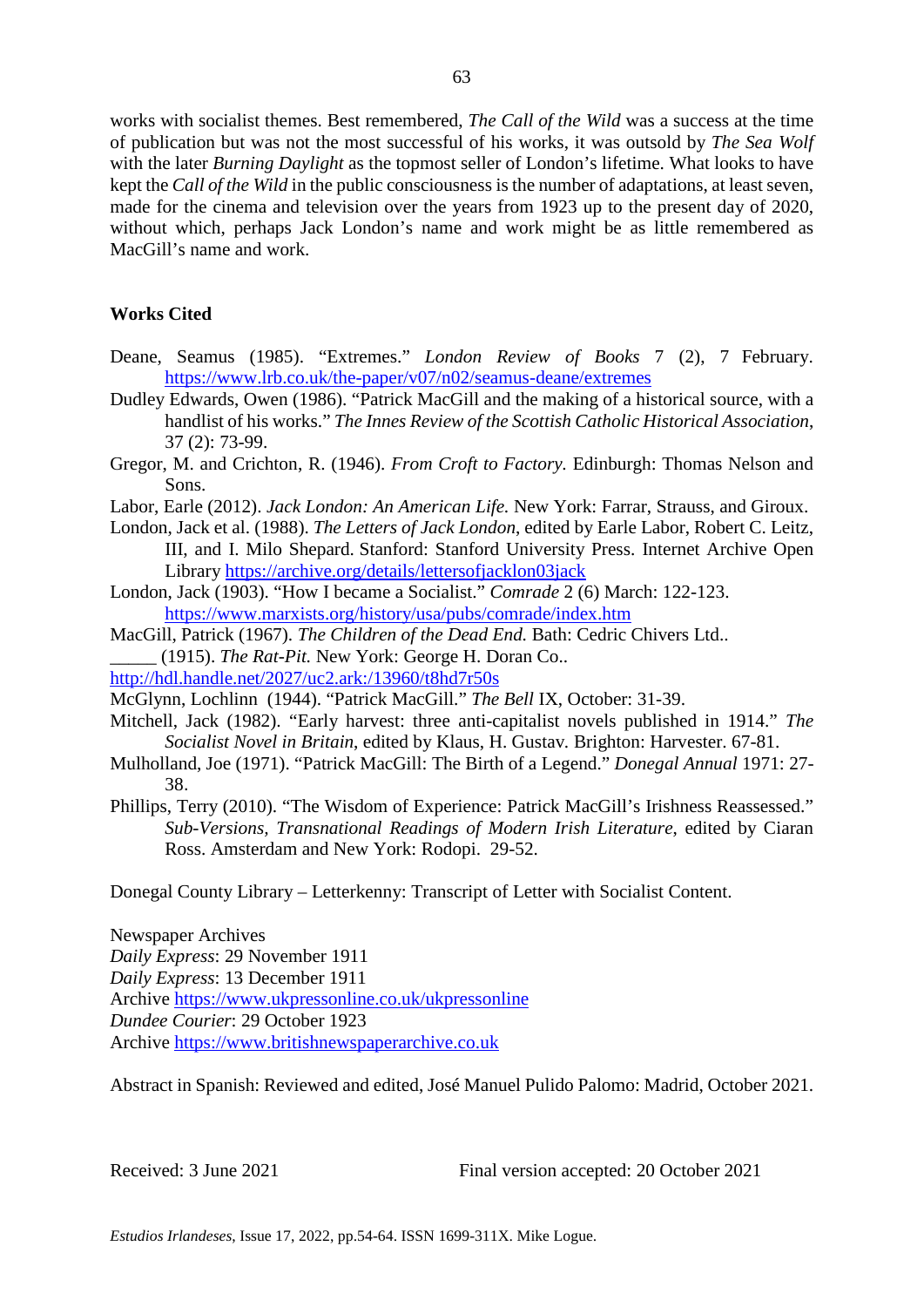works with socialist themes. Best remembered, *The Call of the Wild* was a success at the time of publication but was not the most successful of his works, it was outsold by *The Sea Wolf* with the later *Burning Daylight* as the topmost seller of London's lifetime. What looks to have kept the *Call of the Wild* in the public consciousness is the number of adaptations, at least seven, made for the cinema and television over the years from 1923 up to the present day of 2020, without which, perhaps Jack London's name and work might be as little remembered as MacGill's name and work.

## Works Cited

Deane, Seamus (1985). "Extremes." *London Review of Books* 7 (2), 7 February. https://www.lrb.co.uk/the-paper/v07/n02/seamus-deane/extremes

Dudley Edwards, Owen (1986). "Patrick MacGill and the making of a historical source, with a handlist of his works." *The Innes Review of the Scottish Catholic Historical Association*, 37 (2): 73-99.

Gregor, M. and Crichton, R. (1946). *From Croft to Factory.* Edinburgh: Thomas Nelson and Sons.

Labor, Earle (2012). *Jack London: An American Life.* New York: Farrar, Strauss, and Giroux.

London, Jack et al. (1988). *The Letters of Jack London*, edited by Earle Labor, Robert C. Leitz, III, and I. Milo Shepard. Stanford: Stanford University Press. Internet Archive Open Library https://archive.org/details/lettersofjacklon03jack

London, Jack (1903). "How I became a Socialist." *Comrade* 2 (6) March: 122-123. https://www.marxists.org/history/usa/pubs/comrade/index.htm

MacGill, Patrick (1967). *The Children of the Dead End.* Bath: Cedric Chivers Ltd..

_____ (1915). *The Rat-Pit.* New York: George H. Doran Co..
http://hdl.handle.net/2027/uc2.ark:/13960/t8hd7r50s

McGlynn, Lochlinn (1944). "Patrick MacGill." *The Bell* IX, October: 31-39.

Mitchell, Jack (1982). "Early harvest: three anti-capitalist novels published in 1914." *The Socialist Novel in Britain*, edited by Klaus, H. Gustav. Brighton: Harvester. 67-81.

Mulholland, Joe (1971). "Patrick MacGill: The Birth of a Legend." *Donegal Annual* 1971: 27-38.

Phillips, Terry (2010). "The Wisdom of Experience: Patrick MacGill's Irishness Reassessed." *Sub-Versions, Transnational Readings of Modern Irish Literature*, edited by Ciaran Ross. Amsterdam and New York: Rodopi. 29-52.

Donegal County Library – Letterkenny: Transcript of Letter with Socialist Content.

Newspaper Archives
*Daily Express*: 29 November 1911
*Daily Express*: 13 December 1911
Archive https://www.ukpressonline.co.uk/ukpressonline
*Dundee Courier*: 29 October 1923
Archive https://www.britishnewspaperarchive.co.uk

Abstract in Spanish: Reviewed and edited, José Manuel Pulido Palomo: Madrid, October 2021.

Received: 3 June 2021 Final version accepted: 20 October 2021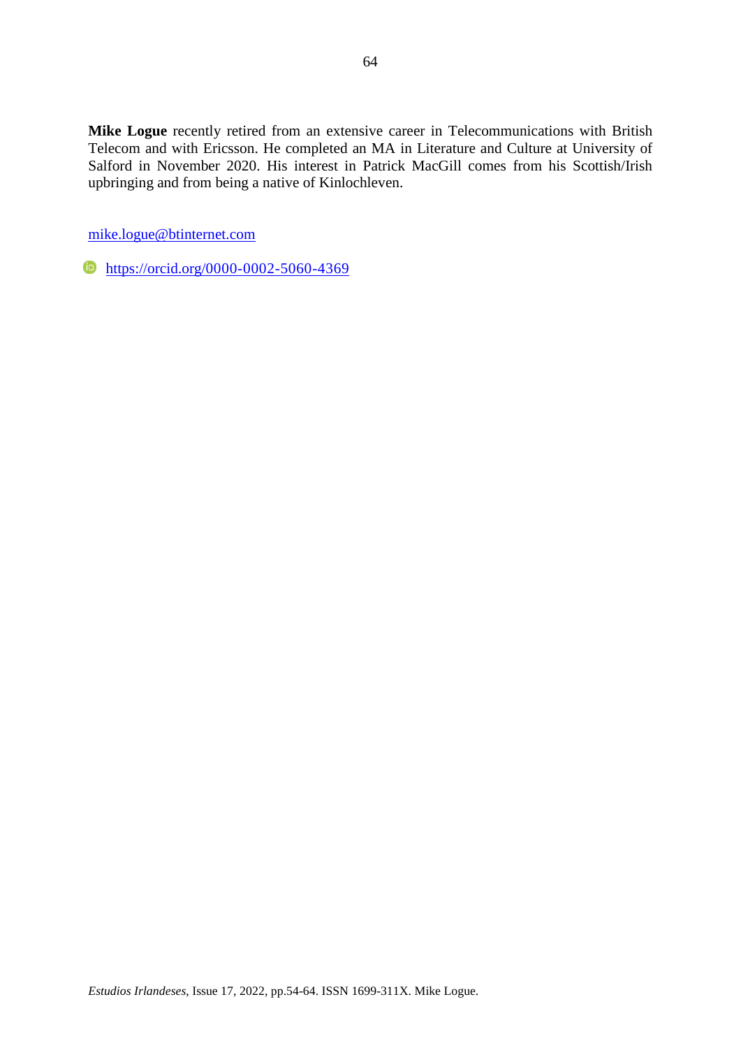**Mike Logue** recently retired from an extensive career in Telecommunications with British Telecom and with Ericsson. He completed an MA in Literature and Culture at University of Salford in November 2020. His interest in Patrick MacGill comes from his Scottish/Irish upbringing and from being a native of Kinlochleven.

mike.logue@btinternet.com

https://orcid.org/0000-0002-5060-4369